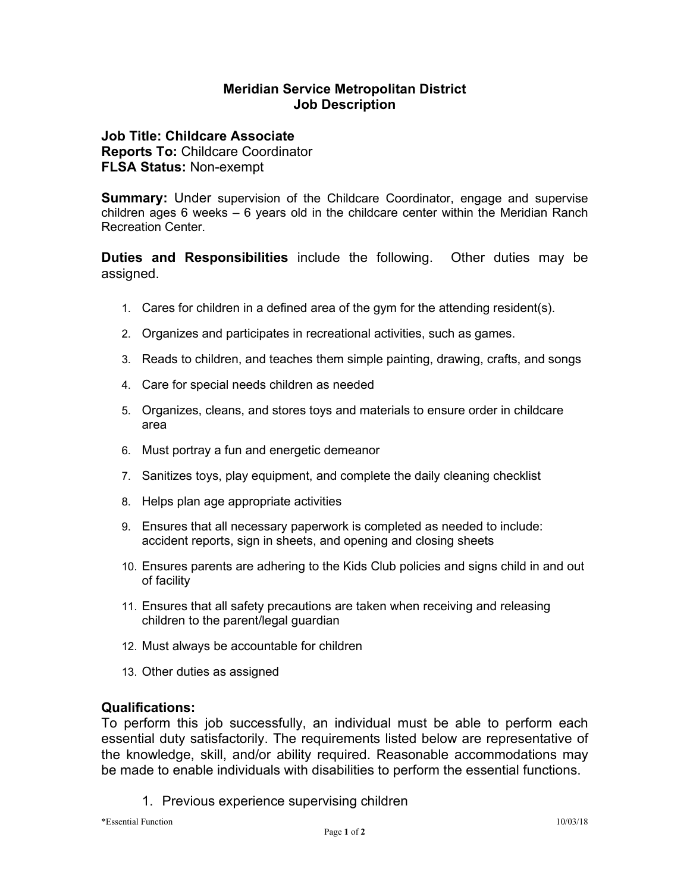# Meridian Service Metropolitan District
## Job Description

**Job Title: Childcare Associate**
**Reports To:** Childcare Coordinator
**FLSA Status:** Non-exempt

**Summary:** Under supervision of the Childcare Coordinator, engage and supervise children ages 6 weeks – 6 years old in the childcare center within the Meridian Ranch Recreation Center.

**Duties and Responsibilities** include the following. Other duties may be assigned.

1. Cares for children in a defined area of the gym for the attending resident(s).
2. Organizes and participates in recreational activities, such as games.
3. Reads to children, and teaches them simple painting, drawing, crafts, and songs
4. Care for special needs children as needed
5. Organizes, cleans, and stores toys and materials to ensure order in childcare area
6. Must portray a fun and energetic demeanor
7. Sanitizes toys, play equipment, and complete the daily cleaning checklist
8. Helps plan age appropriate activities
9. Ensures that all necessary paperwork is completed as needed to include: accident reports, sign in sheets, and opening and closing sheets
10. Ensures parents are adhering to the Kids Club policies and signs child in and out of facility
11. Ensures that all safety precautions are taken when receiving and releasing children to the parent/legal guardian
12. Must always be accountable for children
13. Other duties as assigned

### Qualifications:

To perform this job successfully, an individual must be able to perform each essential duty satisfactorily. The requirements listed below are representative of the knowledge, skill, and/or ability required. Reasonable accommodations may be made to enable individuals with disabilities to perform the essential functions.

1. Previous experience supervising children

*Essential Function 10/03/18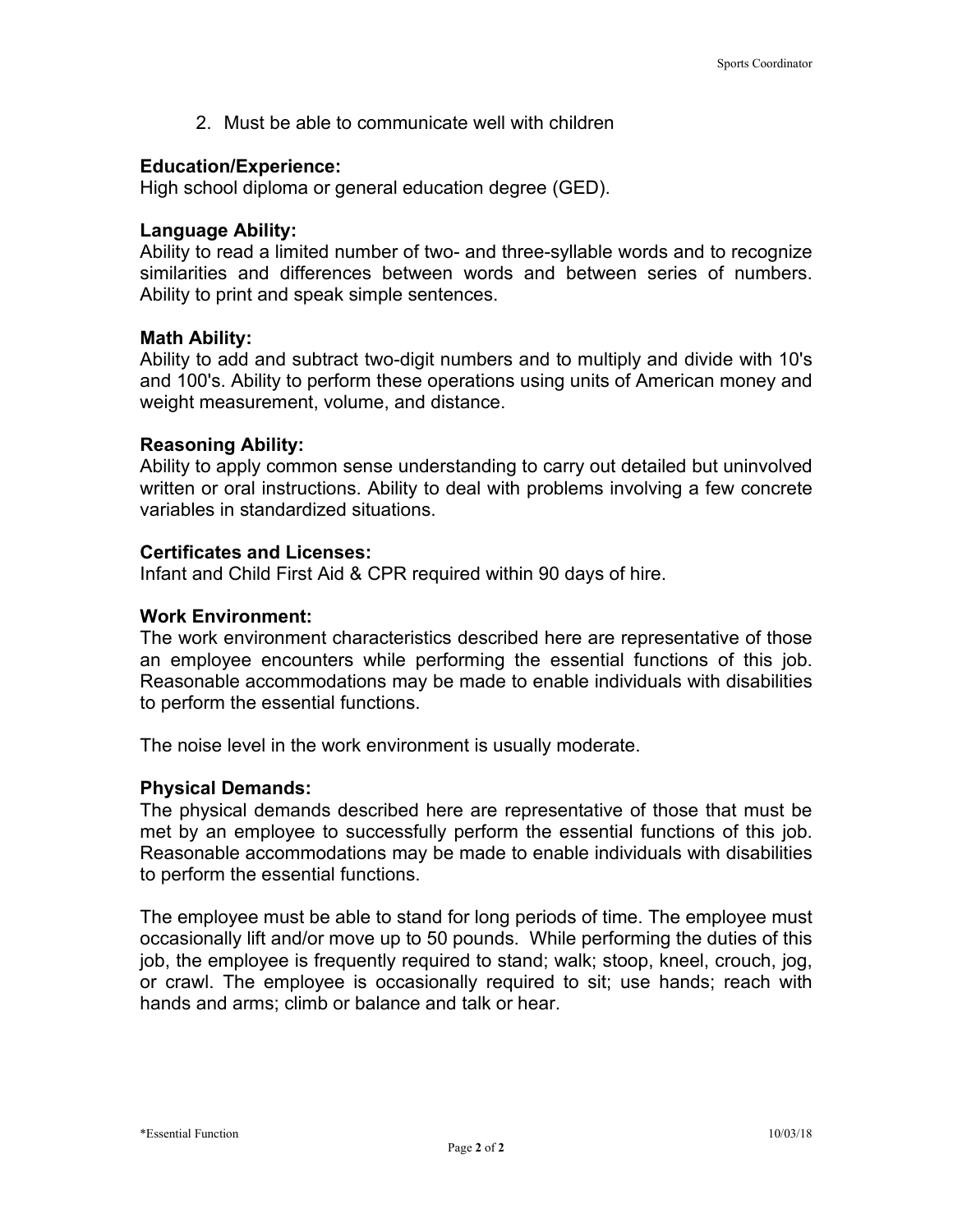2. Must be able to communicate well with children

**Education/Experience:**
High school diploma or general education degree (GED).

**Language Ability:**
Ability to read a limited number of two- and three-syllable words and to recognize similarities and differences between words and between series of numbers. Ability to print and speak simple sentences.

**Math Ability:**
Ability to add and subtract two-digit numbers and to multiply and divide with 10's and 100's. Ability to perform these operations using units of American money and weight measurement, volume, and distance.

**Reasoning Ability:**
Ability to apply common sense understanding to carry out detailed but uninvolved written or oral instructions. Ability to deal with problems involving a few concrete variables in standardized situations.

**Certificates and Licenses:**
Infant and Child First Aid & CPR required within 90 days of hire.

**Work Environment:**
The work environment characteristics described here are representative of those an employee encounters while performing the essential functions of this job. Reasonable accommodations may be made to enable individuals with disabilities to perform the essential functions.

The noise level in the work environment is usually moderate.

**Physical Demands:**
The physical demands described here are representative of those that must be met by an employee to successfully perform the essential functions of this job. Reasonable accommodations may be made to enable individuals with disabilities to perform the essential functions.

The employee must be able to stand for long periods of time. The employee must occasionally lift and/or move up to 50 pounds. While performing the duties of this job, the employee is frequently required to stand; walk; stoop, kneel, crouch, jog, or crawl. The employee is occasionally required to sit; use hands; reach with hands and arms; climb or balance and talk or hear.

*Essential Function